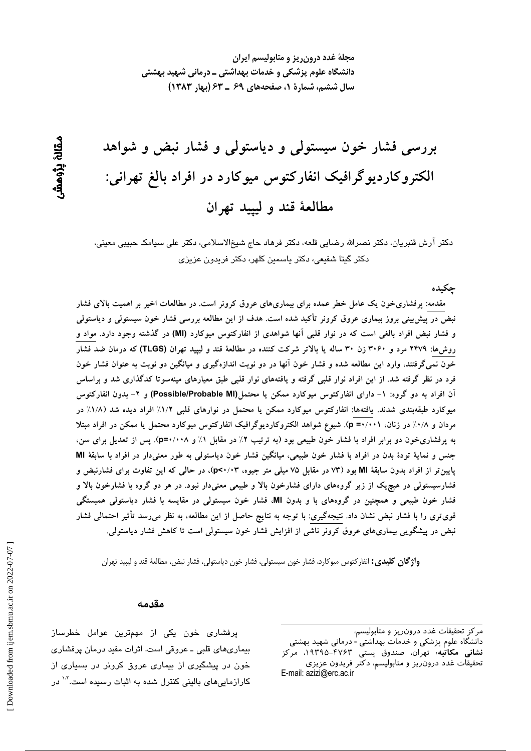مجلهٔ غدد درون‌ریز و متابولیسم ایران
دانشگاه علوم پزشکی و خدمات بهداشتی ـ درمانی شهید بهشتی
سال ششم، شمارهٔ ۱، صفحه‌های ۶۹ ـ ۶۳ (بهار ۱۳۸۳)

مقالهٔ پژوهشی

# بررسی فشار خون سیستولی و دیاستولی و فشار نبض و شواهد الکتروکاردیوگرافیک انفارکتوس میوکارد در افراد بالغ تهرانی: مطالعهٔ قند و لیپید تهران

دکتر آرش قنبریان، دکتر نصرالله رضایی قلعه، دکتر فرهاد حاج شیخ‌الاسلامی، دکتر علی سیامک حبیبی معینی، دکتر گیتا شفیعی، دکتر یاسمین کلهر، دکتر فریدون عزیزی

## چکیده

**مقدمه:** پرفشاری‌خون یک عامل خطر عمده برای بیماری‌های عروق کرونر است. در مطالعات اخیر بر اهمیت بالای فشار نبض در پیش‌بینی بروز بیماری عروق کرونر تأکید شده است. هدف از این مطالعه بررسی فشار خون سیستولی و دیاستولی و فشار نبض افراد بالغی است که در نوار قلبی آنها شواهدی از انفارکتوس میوکارد (MI) در گذشته وجود دارد. **مواد و روش‌ها:** ۲۴۷۹ مرد و ۳۰۶۰ زن ۳۰ ساله یا بالاتر شرکت کننده در مطالعهٔ قند و لیپید تهران (TLGS) که درمان ضد فشار خون نمی‌گرفتند، وارد این مطالعه شده و فشار خون آنها در دو نوبت اندازه‌گیری و میانگین دو نوبت به عنوان فشار خون فرد در نظر گرفته شد. از این افراد نوار قلبی گرفته و یافته‌های نوار قلبی طبق معیارهای مینه‌سوتا کدگذاری شد و براساس آن افراد به دو گروه: ۱- دارای انفارکتوس میوکارد ممکن یا محتمل(Possible/Probable MI) و ۲- بدون انفارکتوس میوکارد طبقه‌بندی شدند. **یافته‌ها:** انفارکتوس میوکارد ممکن یا محتمل در نوارهای قلبی ۱/۲٪ افراد دیده شد (۱/۸٪ در مردان و ۰/۸٪ در زنان، ۰/۰۰۱ =p). شیوع شواهد الکتروکاردیوگرافیک انفارکتوس میوکارد محتمل یا ممکن در افراد مبتلا به پرفشاری‌خون دو برابر افراد با فشار خون طبیعی بود (به ترتیب ۲٪ در مقابل ۱٪ و ۰/۰۰۸=p). پس از تعدیل برای سن، جنس و نمایهٔ تودهٔ بدن در افراد با فشار خون طبیعی، میانگین فشار خون دیاستولی به طور معنی‌دار در افراد با سابقهٔ MI پایین‌تر از افراد بدون سابقهٔ MI بود (۷۳ در مقابل ۷۵ میلی متر جیوه، p<۰/۰۳)، در حالی که این تفاوت برای فشارنبض و فشارسیستولی در هیچ‌یک از زیر گروه‌های دارای فشارخون بالا و طبیعی معنی‌دار نبود. در هر دو گروه با فشارخون بالا و فشار خون طبیعی و همچنین در گروه‌های با و بدون MI، فشار خون سیستولی در مقایسه با فشار دیاستولی همبستگی قوی‌تری را با فشار نبض نشان داد. **نتیجه‌گیری:** با توجه به نتایج حاصل از این مطالعه، به نظر می‌رسد تأثیر احتمالی فشار نبض در پیشگویی بیماری‌های عروق کرونر ناشی از افزایش فشار خون سیستولی است تا کاهش فشار دیاستولی.

**واژگان کلیدی:** انفارکتوس میوکارد، فشار خون سیستولی، فشار خون دیاستولی، فشار نبض، مطالعهٔ قند و لیپید تهران

## مقدمه

پرفشاری خون یکی از مهمترین عوامل خطرساز بیماری‌های قلبی ـ عروقی است. اثرات مفید درمان پرفشاری خون در پیشگیری از بیماری عروق کرونر در بسیاری از کارازمایی‌های بالینی کنترل شده به اثبات رسیده است.[۱،۲] در

---

مرکز تحقیقات غدد درون‌ریز و متابولیسم،
دانشگاه علوم پزشکی و خدمات بهداشتی - درمانی شهید بهشتی
**نشانی مکاتبه:** تهران، صندوق پستی ۴۷۶۳-۱۹۳۹۵، مرکز تحقیقات غدد درون‌ریز و متابولیسم، دکتر فریدون عزیزی
E-mail: azizi@erc.ac.ir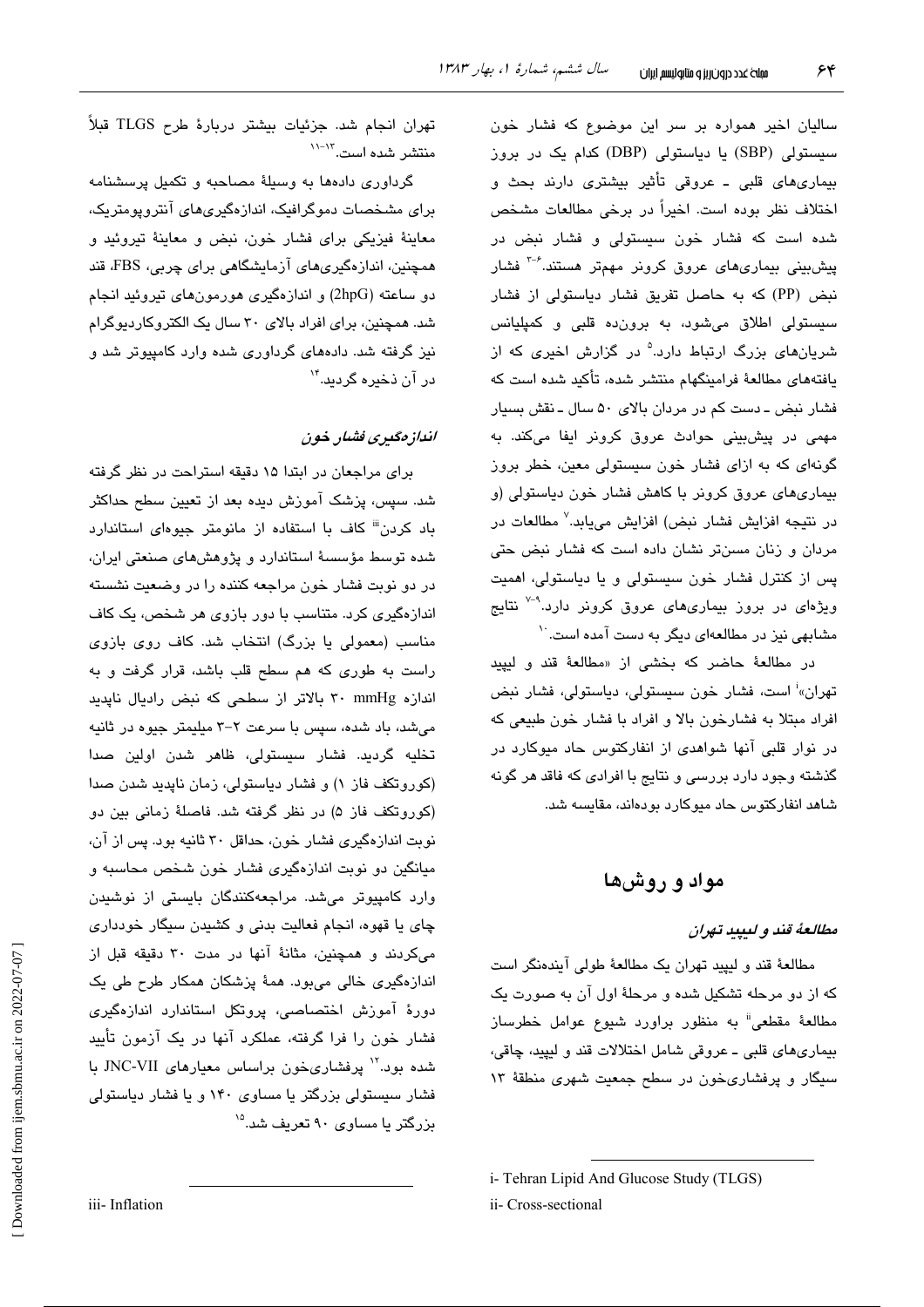سالیان اخیر همواره بر سر این موضوع که فشار خون سیستولی (SBP) یا دیاستولی (DBP) کدام یک در بروز بیماری‌های قلبی ـ عروقی تأثیر بیشتری دارند بحث و اختلاف نظر بوده است. اخیراً در برخی مطالعات مشخص شده است که فشار خون سیستولی و فشار نبض در پیش‌بینی بیماری‌های عروق کرونر مهمتر هستند.[۶-۳] فشار نبض (PP) که به حاصل تفریق فشار دیاستولی از فشار سیستولی اطلاق می‌شود، به برون‌ده قلبی و کمپلیانس شریان‌های بزرگ ارتباط دارد.[۵] در گزارش اخیری که از یافته‌های مطالعهٔ فرامینگهام منتشر شده، تأکید شده است که فشار نبض ـ دست کم در مردان بالای ۵۰ سال ـ نقش بسیار مهمی در پیش‌بینی حوادث عروق کرونر ایفا می‌کند. به گونه‌ای که به ازای فشار خون سیستولی معین، خطر بروز بیماری‌های عروق کرونر با کاهش فشار خون دیاستولی (و در نتیجه افزایش فشار نبض) افزایش می‌یابد.[۷] مطالعات در مردان و زنان مسن‌تر نشان داده است که فشار نبض حتی پس از کنترل فشار خون سیستولی و یا دیاستولی، اهمیت ویژه‌ای در بروز بیماری‌های عروق کرونر دارد.[۹-۷] نتایج مشابهی نیز در مطالعه‌ای دیگر به دست آمده است.[۱۰]

در مطالعهٔ حاضر که بخشی از «مطالعهٔ قند و لیپید تهران»[i] است، فشار خون سیستولی، دیاستولی، فشار نبض افراد مبتلا به فشارخون بالا و افراد با فشار خون طبیعی که در نوار قلبی آنها شواهدی از انفارکتوس حاد میوکارد در گذشته وجود دارد بررسی و نتایج با افرادی که فاقد هر گونه شاهد انفارکتوس حاد میوکارد بوده‌اند، مقایسه شد.

## مواد و روش‌ها

### *مطالعهٔ قند و لیپید تهران*

مطالعهٔ قند و لیپید تهران یک مطالعهٔ طولی آینده‌نگر است که از دو مرحله تشکیل شده و مرحلهٔ اول آن به صورت یک مطالعهٔ مقطعی[ii] به منظور براورد شیوع عوامل خطرساز بیماری‌های قلبی ـ عروقی شامل اختلالات قند و لیپید، چاقی، سیگار و پرفشاری‌خون در سطح جمعیت شهری منطقهٔ ۱۳ تهران انجام شد. جزئیات بیشتر دربارهٔ طرح TLGS قبلاً منتشر شده است.[۱۳-۱۱]

گردآوری داده‌ها به وسیلهٔ مصاحبه و تکمیل پرسشنامه برای مشخصات دموگرافیک، اندازه‌گیری‌های آنتروپومتریک، معاینهٔ فیزیکی برای فشار خون، نبض و معاینهٔ تیروئید و همچنین، اندازه‌گیری‌های آزمایشگاهی برای چربی، FBS، قند دو ساعته (2hpG) و اندازه‌گیری هورمون‌های تیروئید انجام شد. همچنین، برای افراد بالای ۳۰ سال یک الکتروکاردیوگرام نیز گرفته شد. داده‌های گردآوری شده وارد کامپیوتر شد و در آن ذخیره گردید.[۱۴]

### *اندازه‌گیری فشار خون*

برای مراجعان در ابتدا ۱۵ دقیقه استراحت در نظر گرفته شد. سپس، پزشک آموزش دیده بعد از تعیین سطح حداکثر باد کردن[iii] کاف با استفاده از مانومتر جیوه‌ای استاندارد شده توسط مؤسسهٔ استاندارد و پژوهش‌های صنعتی ایران، در دو نوبت فشار خون مراجعه کننده را در وضعیت نشسته اندازه‌گیری کرد. متناسب با دور بازوی هر شخص، یک کاف مناسب (معمولی یا بزرگ) انتخاب شد. کاف روی بازوی راست به طوری که هم سطح قلب باشد، قرار گرفت و به اندازه ۳۰ mmHg بالاتر از سطحی که نبض رادیال ناپدید می‌شد، باد شده، سپس با سرعت ۳-۲ میلیمتر جیوه در ثانیه تخلیه گردید. فشار سیستولی، ظاهر شدن اولین صدا (کوروتکف فاز ۱) و فشار دیاستولی، زمان ناپدید شدن صدا (کوروتکف فاز ۵) در نظر گرفته شد. فاصلهٔ زمانی بین دو نوبت اندازه‌گیری فشار خون، حداقل ۳۰ ثانیه بود. پس از آن، میانگین دو نوبت اندازه‌گیری فشار خون شخص محاسبه و وارد کامپیوتر می‌شد. مراجعه‌کنندگان بایستی از نوشیدن چای یا قهوه، انجام فعالیت بدنی و کشیدن سیگار خودداری می‌کردند و همچنین، مثانهٔ آنها در مدت ۳۰ دقیقه قبل از اندازه‌گیری خالی می‌بود. همهٔ پزشکان همکار طرح طی یک دورهٔ آموزش اختصاصی، پروتکل استاندارد اندازه‌گیری فشار خون را فرا گرفته، عملکرد آنها در یک آزمون تأیید شده بود.[۱۲] پرفشاری‌خون براساس معیارهای JNC-VII با فشار سیستولی بزرگتر یا مساوی ۱۴۰ و یا فشار دیاستولی بزرگتر یا مساوی ۹۰ تعریف شد.[۱۵]

---

i- Tehran Lipid And Glucose Study (TLGS)

ii- Cross-sectional

iii- Inflation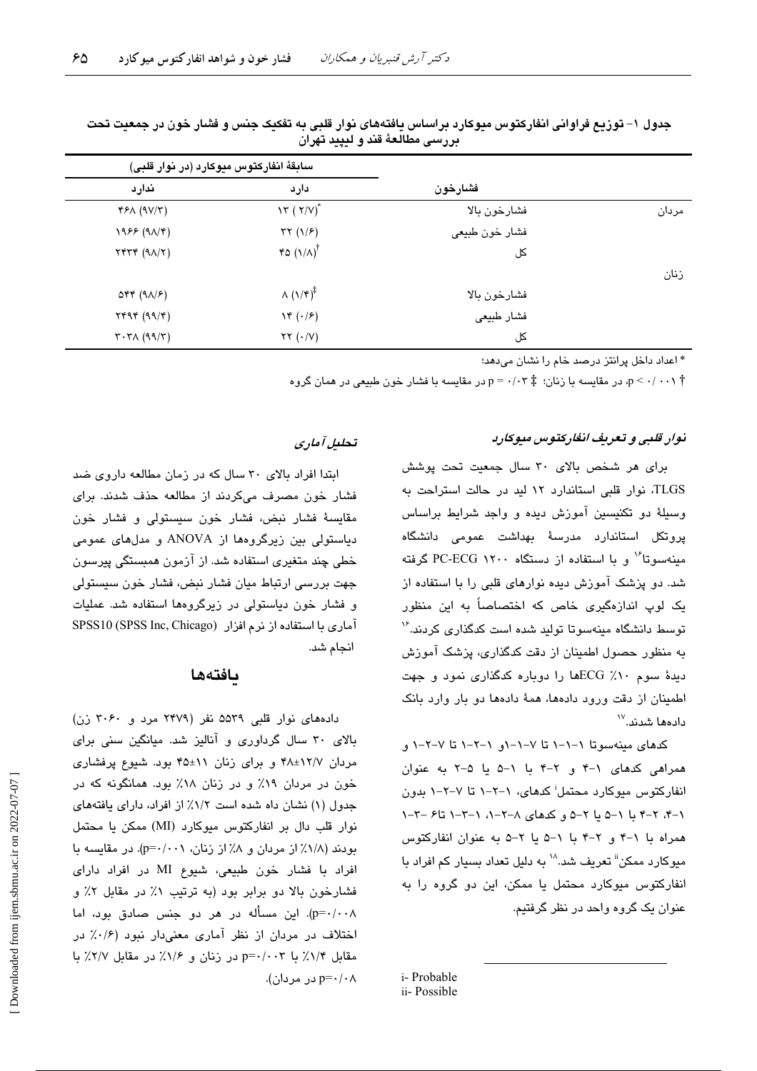جدول ۱- توزیع فراوانی انفارکتوس میوکارد براساس یافته‌های نوار قلبی به تفکیک جنس و فشار خون در جمعیت تحت بررسی مطالعهٔ قند و لیپید تهران

| | فشارخون | سابقهٔ انفارکتوس میوکارد (در نوار قلبی) | |
|---|---|---|---|
| | | دارد | ندارد |
| مردان | فشارخون بالا | ۱۳ (۲/۷)* | ۴۶۸ (۹۷/۳) |
| | فشار خون طبیعی | ۳۲ (۱/۶) | ۱۹۶۶ (۹۸/۴) |
| | کل | ۴۵ (۱/۸)† | ۲۴۳۴ (۹۸/۲) |
| زنان | | | |
| | فشارخون بالا | ۸ (۱/۴)‡ | ۵۴۴ (۹۸/۶) |
| | فشار طبیعی | ۱۴ (۰/۶) | ۲۴۹۴ (۹۹/۴) |
| | کل | ۲۲ (۰/۷) | ۳۰۳۸ (۹۹/۳) |

* اعداد داخل پرانتز درصد خام را نشان می‌دهد؛

† p < ۰/۰۰۱، در مقایسه با زنان؛ ‡ p = ۰/۰۳ در مقایسه با فشار خون طبیعی در همان گروه

### *نوار قلبی و تعریف انفارکتوس میوکارد*

برای هر شخص بالای ۳۰ سال جمعیت تحت پوشش TLGS، نوار قلبی استاندارد ۱۲ لید در حالت استراحت به وسیلهٔ دو تکنیسین آموزش دیده و واجد شرایط براساس پروتکل استاندارد مدرسهٔ بهداشت عمومی دانشگاه مینه‌سوتا[۱۶] و با استفاده از دستگاه PC-ECG ۱۲۰۰ گرفته شد. دو پزشک آموزش دیده نوارهای قلبی را با استفاده از یک لوپ اندازه‌گیری خاص که اختصاصاً به این منظور توسط دانشگاه مینه‌سوتا تولید شده است کدگذاری کردند.[۱۶] به منظور حصول اطمینان از دقت کدگذاری، پزشک آموزش دیدهٔ سوم ۱۰٪ ECGها را دوباره کدگذاری نمود و جهت اطمینان از دقت ورود داده‌ها، همهٔ داده‌ها دو بار وارد بانک داده‌ها شدند.[۱۷]

کدهای مینه‌سوتا ۱-۱-۱ تا ۷-۱-۱و ۱-۲-۱ تا ۷-۲-۱ و همراهی کدهای ۱-۴ و ۲-۴ با ۱-۵ یا ۲-۵ به عنوان انفارکتوس میوکارد محتمل[i] کدهای، ۱-۲-۱ تا ۷-۲-۱ بدون ۱-۴، ۲-۴ با ۱-۵ یا ۲-۵ و کدهای ۸-۲-۱، ۱-۳-۱ تا۶ -۳-۱ همراه با ۱-۴ و ۲-۴ با ۱-۵ یا ۲-۵ به عنوان انفارکتوس میوکارد ممکن[ii] تعریف شد.[۱۸] به دلیل تعداد بسیار کم افراد با انفارکتوس میوکارد محتمل یا ممکن، این دو گروه را به عنوان یک گروه واحد در نظر گرفتیم.

i- Probable
ii- Possible

### *تحلیل آماری*

ابتدا افراد بالای ۳۰ سال که در زمان مطالعه داروی ضد فشار خون مصرف می‌کردند از مطالعه حذف شدند. برای مقایسهٔ فشار نبض، فشار خون سیستولی و فشار خون دیاستولی بین زیرگروه‌ها از ANOVA و مدل‌های عمومی خطی چند متغیری استفاده شد. از آزمون همبستگی پیرسون جهت بررسی ارتباط میان فشار نبض، فشار خون سیستولی و فشار خون دیاستولی در زیرگروه‌ها استفاده شد. عملیات آماری با استفاده از نرم افزار SPSS10 (SPSS Inc, Chicago) انجام شد.

## یافته‌ها

داده‌های نوار قلبی ۵۵۳۹ نفر (۲۴۷۹ مرد و ۳۰۶۰ زن) بالای ۳۰ سال گرداوری و آنالیز شد. میانگین سنی برای مردان ۱۲/۷±۴۸ و برای زنان ۱۱±۴۵ بود. شیوع پرفشاری خون در مردان ۱۹٪ و در زنان ۱۸٪ بود. همانگونه که در جدول (۱) نشان داه شده است ۱/۲٪ از افراد، دارای یافته‌های نوار قلب دال بر انفارکتوس میوکارد (MI) ممکن یا محتمل بودند (۱/۸٪ از مردان و ۸٪ از زنان، p=۰/۰۰۱). در مقایسه با افراد با فشار خون طبیعی، شیوع MI در افراد دارای فشارخون بالا دو برابر بود (به ترتیب ۱٪ در مقابل ۲٪ و p=۰/۰۰۸). این مسأله در هر دو جنس صادق بود، اما اختلاف در مردان از نظر آماری معنی‌دار نبود (۰/۶٪ در مقابل ۱/۴٪ با p=۰/۰۰۳ در زنان و ۱/۶٪ در مقابل ۲/۷٪ با p=۰/۰۸ در مردان).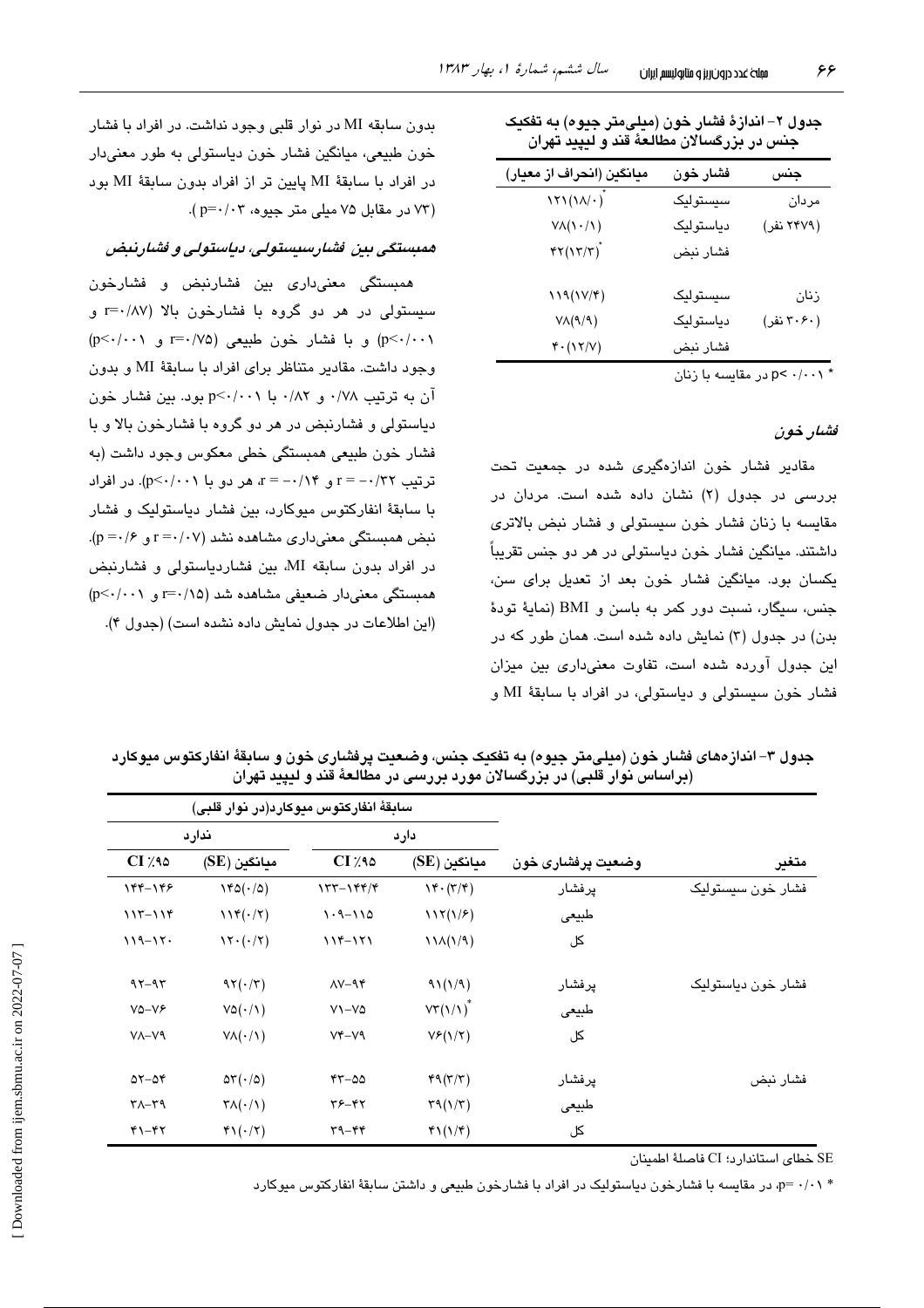**جدول ۲- اندازهٔ فشار خون (میلی‌متر جیوه) به تفکیک جنس در بزرگسالان مطالعهٔ قند و لیپید تهران**

| جنس | فشار خون | میانگین (انحراف از معیار) |
|---|---|---|
| مردان | سیستولیک | ۱۲۱(۱۸/۰)* |
| (۲۴۷۹ نفر) | دیاستولیک | ۷۸(۱۰/۱) |
| | فشار نبض | ۴۲(۱۳/۳)* |
| زنان | سیستولیک | ۱۱۹(۱۷/۴) |
| (۳۰۶۰ نفر) | دیاستولیک | ۷۸(۹/۹) |
| | فشار نبض | ۴۰(۱۲/۷) |

* $p<0.001$ در مقایسه با زنان

### فشار خون

مقادیر فشار خون اندازه‌گیری شده در جمعیت تحت بررسی در جدول (۲) نشان داده شده است. مردان در مقایسه با زنان فشار خون سیستولی و فشار نبض بالاتری داشتند. میانگین فشار خون دیاستولی در هر دو جنس تقریباً یکسان بود. میانگین فشار خون بعد از تعدیل برای سن، جنس، سیگار، نسبت دور کمر به باسن و BMI (نمایهٔ تودهٔ بدن) در جدول (۳) نمایش داده شده است. همان طور که در این جدول آورده شده است، تفاوت معنی‌داری بین میزان فشار خون سیستولی و دیاستولی، در افراد با سابقهٔ MI و بدون سابقه MI در نوار قلبی وجود نداشت. در افراد با فشار خون طبیعی، میانگین فشار خون دیاستولی به طور معنی‌دار در افراد با سابقهٔ MI پایین تر از افراد بدون سابقهٔ MI بود (۷۳ در مقابل ۷۵ میلی متر جیوه، $p=0.03$).

### همبستگی بین فشارسیستولی، دیاستولی و فشارنبض

همبستگی معنی‌داری بین فشارنبض و فشارخون سیستولی در هر دو گروه با فشارخون بالا ($r=0.87$ و $p<0.001$) و با فشار خون طبیعی ($r=0.75$ و $p<0.001$) وجود داشت. مقادیر متناظر برای افراد با سابقهٔ MI و بدون آن به ترتیب ۰/۷۸ و ۰/۸۲ با $p<0.001$ بود. بین فشار خون دیاستولی و فشارنبض در هر دو گروه با فشارخون بالا و با فشار خون طبیعی همبستگی خطی معکوس وجود داشت (به ترتیب $r=-0.32$ و $r=-0.14$، هر دو با $p<0.001$). در افراد با سابقهٔ انفارکتوس میوکارد، بین فشار دیاستولیک و فشار نبض همبستگی معنی‌داری مشاهده نشد ($r=0.07$ و $p=0.6$). در افراد بدون سابقه MI، بین فشاردیاستولی و فشارنبض همبستگی معنی‌دار ضعیفی مشاهده شد ($r=0.15$ و $p<0.001$) (این اطلاعات در جدول نمایش داده نشده است) (جدول ۴).

**جدول ۳- اندازه‌های فشار خون (میلی‌متر جیوه) به تفکیک جنس، وضعیت پرفشاری خون و سابقهٔ انفارکتوس میوکارد (براساس نوار قلبی) در بزرگسالان مورد بررسی در مطالعهٔ قند و لیپید تهران**

| متغیر | وضعیت پرفشاری خون | سابقهٔ انفارکتوس میوکارد(در نوار قلبی) دارد میانگین (SE) | CI ٪۹۵ | ندارد میانگین (SE) | CI ٪۹۵ |
|---|---|---|---|---|---|
| فشار خون سیستولیک | پرفشار | ۱۴۰(۳/۴) | ۱۳۳–۱۴۷/۴ | ۱۴۵(۰/۵) | ۱۴۴–۱۴۶ |
| | طبیعی | ۱۱۲(۱/۶) | ۱۰۹–۱۱۵ | ۱۱۴(۰/۲) | ۱۱۳–۱۱۴ |
| | کل | ۱۱۸(۱/۹) | ۱۱۴–۱۲۱ | ۱۲۰(۰/۲) | ۱۱۹–۱۲۰ |
| فشار خون دیاستولیک | پرفشار | ۹۱(۱/۹) | ۸۷–۹۴ | ۹۲(۰/۳) | ۹۲–۹۳ |
| | طبیعی | ۷۳(۱/۱)* | ۷۱–۷۵ | ۷۵(۰/۱) | ۷۵–۷۶ |
| | کل | ۷۶(۱/۲) | ۷۴–۷۹ | ۷۸(۰/۱) | ۷۸–۷۹ |
| فشار نبض | پرفشار | ۴۹(۳/۳) | ۴۳–۵۵ | ۵۳(۰/۵) | ۵۲–۵۴ |
| | طبیعی | ۳۹(۱/۳) | ۳۶–۴۲ | ۳۸(۰/۱) | ۳۸–۳۹ |
| | کل | ۴۱(۱/۴) | ۳۹–۴۴ | ۴۱(۰/۲) | ۴۱–۴۲ |

SE خطای استاندارد؛ CI فاصلهٔ اطمینان

* $p=0.01$، در مقایسه با فشارخون دیاستولیک در افراد با فشارخون طبیعی و داشتن سابقهٔ انفارکتوس میوکارد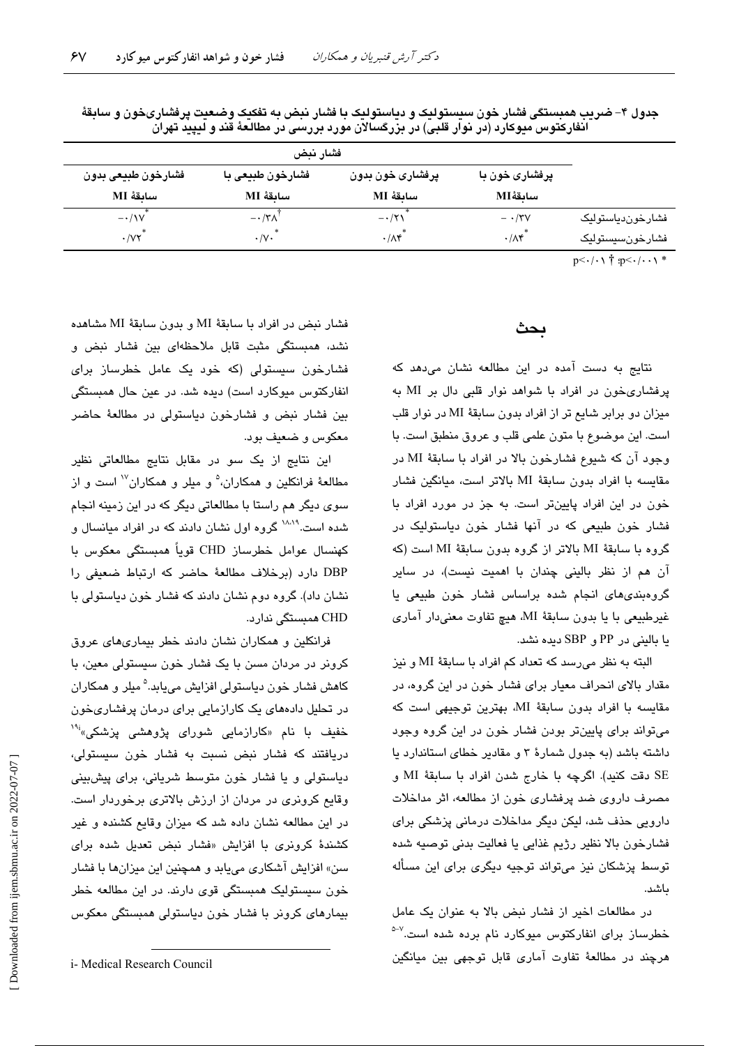جدول ۴- ضریب همبستگی فشار خون سیستولیک و دیاستولیک با فشار نبض به تفکیک وضعیت پرفشاری‌خون و سابقهٔ انفارکتوس میوکارد (در نوار قلبی) در بزرگسالان مورد بررسی در مطالعهٔ قند و لیپید تهران

| | فشار نبض | | | |
|---|---|---|---|---|
| | پرفشاری خون با سابقهٔ MI | پرفشاری خون بدون سابقهٔ MI | فشارخون طبیعی با سابقهٔ MI | فشارخون طبیعی بدون سابقهٔ MI |
| فشارخون‌دیاستولیک | -۰/۳۷ | -۰/۲۱* | -۰/۳۸† | -۰/۱۷* |
| فشارخون‌سیستولیک | ۰/۸۴* | ۰/۸۴* | ۰/۷۰* | ۰/۷۲* |

* p<۰/۰۰۱؛ † p<۰/۰۱

## بحث

نتایج به دست آمده در این مطالعه نشان می‌دهد که پرفشاری‌خون در افراد با شواهد نوار قلبی دال بر MI به میزان دو برابر شایع تر از افراد بدون سابقهٔ MI در نوار قلب است. این موضوع با متون علمی قلب و عروق منطبق است. با وجود آن که شیوع فشارخون بالا در افراد با سابقهٔ MI در مقایسه با افراد بدون سابقهٔ MI بالاتر است، میانگین فشار خون در این افراد پایین‌تر است. به جز در مورد افراد با فشار خون طبیعی که در آنها فشار خون دیاستولیک در گروه با سابقهٔ MI بالاتر از گروه بدون سابقهٔ MI است (که آن هم از نظر بالینی چندان با اهمیت نیست)، در سایر گروه‌بندی‌های انجام شده براساس فشار خون طبیعی یا غیرطبیعی با یا بدون سابقهٔ MI، هیچ تفاوت معنی‌دار آماری یا بالینی در PP و SBP دیده نشد.

البته به نظر می‌رسد که تعداد کم افراد با سابقهٔ MI و نیز مقدار بالای انحراف معیار برای فشار خون در این گروه، در مقایسه با افراد بدون سابقهٔ MI، بهترین توجیهی است که می‌تواند برای پایین‌تر بودن فشار خون در این گروه وجود داشته باشد (به جدول شمارهٔ ۳ و مقادیر خطای استاندارد یا SE دقت کنید). اگرچه با خارج شدن افراد با سابقهٔ MI و مصرف داروی ضد پرفشاری خون از مطالعه، اثر مداخلات دارویی حذف شد، لیکن دیگر مداخلات درمانی پزشکی برای فشارخون بالا نظیر رژیم غذایی یا فعالیت بدنی توصیه شده توسط پزشکان نیز می‌تواند توجیه دیگری برای این مسأله باشد.

در مطالعات اخیر از فشار نبض بالا به عنوان یک عامل خطرساز برای انفارکتوس میوکارد نام برده شده است.[۵-۷] هرچند در مطالعهٔ تفاوت آماری قابل توجهی بین میانگین فشار نبض در افراد با سابقهٔ MI و بدون سابقهٔ MI مشاهده نشد، همبستگی مثبت قابل ملاحظه‌ای بین فشار نبض و فشارخون سیستولی (که خود یک عامل خطرساز برای انفارکتوس میوکارد است) دیده شد. در عین حال همبستگی بین فشار نبض و فشارخون دیاستولی در مطالعهٔ حاضر معکوس و ضعیف بود.

این نتایج از یک سو در مقابل نتایج مطالعاتی نظیر مطالعهٔ فرانکلین و همکاران،[۵] و میلر و همکاران[۱۷] است و از سوی دیگر هم راستا با مطالعاتی دیگر که در این زمینه انجام شده است.[۱۸،۱۹] گروه اول نشان دادند که در افراد میانسال و کهنسال عوامل خطرساز CHD قویاً همبستگی معکوس با DBP دارد (برخلاف مطالعهٔ حاضر که ارتباط ضعیفی را نشان داد). گروه دوم نشان دادند که فشار خون دیاستولی با CHD همبستگی ندارد.

فرانکلین و همکاران نشان دادند خطر بیماری‌های عروق کرونر در مردان مسن با یک فشار خون سیستولی معین، با کاهش فشار خون دیاستولی افزایش می‌یابد.[۵] میلر و همکاران در تحلیل داده‌های یک کارازمایی برای درمان پرفشاری‌خون خفیف با نام «کارازمایی شورای پژوهشی پزشکی»[i][۱۹] دریافتند که فشار نبض نسبت به فشار خون سیستولی، دیاستولی و یا فشار خون متوسط شریانی، برای پیش‌بینی وقایع کرونری در مردان از ارزش بالاتری برخوردار است. در این مطالعه نشان داده شد که میزان وقایع کشنده و غیر کشندهٔ کرونری با افزایش «فشار نبض تعدیل شده برای سن» افزایش آشکاری می‌یابد و همچنین این میزان‌ها با فشار خون سیستولیک همبستگی قوی دارند. در این مطالعه خطر بیماری‌های کرونر با فشار خون دیاستولی همبستگی معکوس

i- Medical Research Council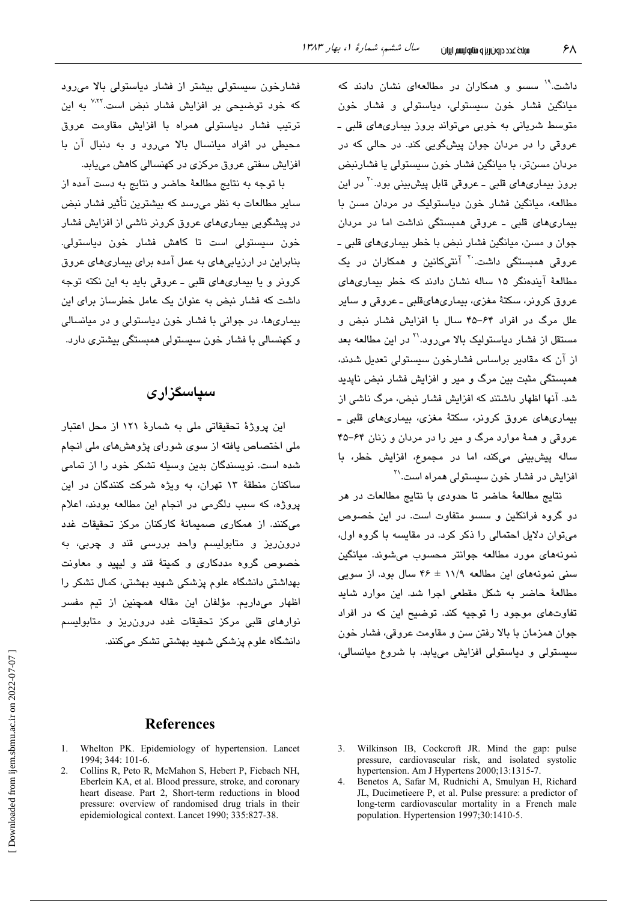داشت.[19] سسو و همکاران در مطالعه‌ای نشان دادند که میانگین فشار خون سیستولی، دیاستولی و فشار خون متوسط شریانی به خوبی می‌تواند بروز بیماری‌های قلبی ـ عروقی را در مردان جوان پیش‌گویی کند. در حالی که در مردان مسن‌تر، با میانگین فشار خون سیستولی یا فشارنبض بروز بیماری‌های قلبی ـ عروقی قابل پیش‌بینی بود.[20] در این مطالعه، میانگین فشار خون دیاستولیک در مردان مسن با بیماری‌های قلبی ـ عروقی همبستگی نداشت اما در مردان جوان و مسن، میانگین فشار نبض با خطر بیماری‌های قلبی ـ عروقی همبستگی داشت.[20] آنتی‌کانین و همکاران در یک مطالعهٔ آینده‌نگر ۱۵ ساله نشان دادند که خطر بیماری‌های عروق کرونر، سکتهٔ مغزی، بیماری‌های‌قلبی ـ عروقی و سایر علل مرگ در افراد ۶۴-۴۵ سال با افزایش فشار نبض و مستقل از فشار دیاستولیک بالا می‌رود.[21] در این مطالعه بعد از آن که مقادیر براساس فشارخون سیستولی تعدیل شدند، همبستگی مثبت بین مرگ و میر و افزایش فشار نبض ناپدید شد. آنها اظهار داشتند که افزایش فشار نبض، مرگ ناشی از بیماری‌های عروق کرونر، سکتهٔ مغزی، بیماری‌های قلبی ـ عروقی و همهٔ موارد مرگ و میر را در مردان و زنان ۶۴-۴۵ ساله پیش‌بینی می‌کند، اما در مجموع، افزایش خطر، با افزایش در فشار خون سیستولی همراه است.[21]

نتایج مطالعهٔ حاضر تا حدودی با نتایج مطالعات در هر دو گروه فرانکلین و سسو متفاوت است. در این خصوص می‌توان دلایل احتمالی را ذکر کرد. در مقایسه با گروه اول، نمونه‌های مورد مطالعه جوانتر محسوب می‌شوند. میانگین سنی نمونه‌های این مطالعه ۱۱/۹ ± ۴۶ سال بود. از سویی مطالعهٔ حاضر به شکل مقطعی اجرا شد. این موارد شاید تفاوت‌های موجود را توجیه کند. توضیح این که در افراد جوان همزمان با بالا رفتن سن و مقاومت عروقی، فشار خون سیستولی و دیاستولی افزایش می‌یابد. با شروع میانسالی، فشارخون سیستولی بیشتر از فشار دیاستولی بالا می‌رود که خود توضیحی بر افزایش فشار نبض است.[7,22] به این ترتیب فشار دیاستولی همراه با افزایش مقاومت عروق محیطی در افراد میانسال بالا می‌رود و به دنبال آن با افزایش سفتی عروق مرکزی در کهنسالی کاهش می‌یابد.

با توجه به نتایج مطالعهٔ حاضر و نتایج به دست آمده از سایر مطالعات به نظر می‌رسد که بیشترین تأثیر فشار نبض در پیشگویی بیماری‌های عروق کرونر ناشی از افزایش فشار خون سیستولی است تا کاهش فشار خون دیاستولی. بنابراین در ارزیابی‌های به عمل آمده برای بیماری‌های عروق کرونر و یا بیماری‌های قلبی ـ عروقی باید به این نکته توجه داشت که فشار نبض به عنوان یک عامل خطرساز برای این بیماری‌ها، در جوانی با فشار خون دیاستولی و در میانسالی و کهنسالی با فشار خون سیستولی همبستگی بیشتری دارد.

## سپاسگزاری

این پروژهٔ تحقیقاتی ملی به شمارهٔ ۱۲۱ از محل اعتبار ملی اختصاص یافته از سوی شورای پژوهش‌های ملی انجام شده است. نویسندگان بدین وسیله تشکر خود را از تمامی ساکنان منطقهٔ ۱۳ تهران، به ویژه شرکت کنندگان در این پروژه، که سبب دلگرمی در انجام این مطالعه بودند، اعلام می‌کنند. از همکاری صمیمانهٔ کارکنان مرکز تحقیقات غدد درون‌ریز و متابولیسم واحد بررسی قند و چربی، به خصوص گروه مددکاری و کمیتهٔ قند و لیپید و معاونت بهداشتی دانشگاه علوم پزشکی شهید بهشتی، کمال تشکر را اظهار می‌داریم. مؤلفان این مقاله همچنین از تیم مفسر نوارهای قلبی مرکز تحقیقات غدد درون‌ریز و متابولیسم دانشگاه علوم پزشکی شهید بهشتی تشکر می‌کنند.

## References

1. Whelton PK. Epidemiology of hypertension. Lancet 1994; 344: 101-6.
2. Collins R, Peto R, McMahon S, Hebert P, Fiebach NH, Eberlein KA, et al. Blood pressure, stroke, and coronary heart disease. Part 2, Short-term reductions in blood pressure: overview of randomised drug trials in their epidemiological context. Lancet 1990; 335:827-38.
3. Wilkinson IB, Cockcroft JR. Mind the gap: pulse pressure, cardiovascular risk, and isolated systolic hypertension. Am J Hypertens 2000;13:1315-7.
4. Benetos A, Safar M, Rudnichi A, Smulyan H, Richard JL, Ducimetieere P, et al. Pulse pressure: a predictor of long-term cardiovascular mortality in a French male population. Hypertension 1997;30:1410-5.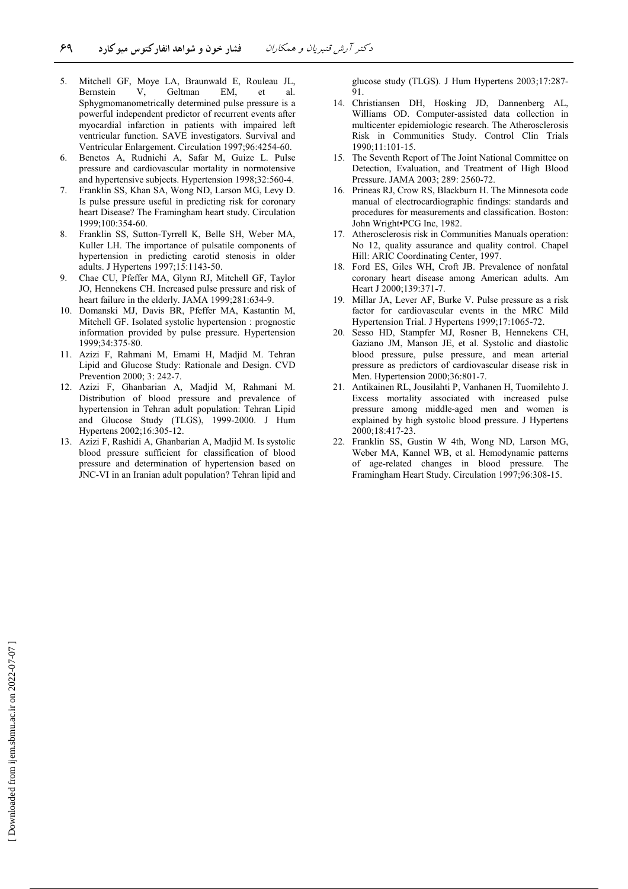5. Mitchell GF, Moye LA, Braunwald E, Rouleau JL, Bernstein V, Geltman EM, et al. Sphygmomanometrically determined pulse pressure is a powerful independent predictor of recurrent events after myocardial infarction in patients with impaired left ventricular function. SAVE investigators. Survival and Ventricular Enlargement. Circulation 1997;96:4254-60.
6. Benetos A, Rudnichi A, Safar M, Guize L. Pulse pressure and cardiovascular mortality in normotensive and hypertensive subjects. Hypertension 1998;32:560-4.
7. Franklin SS, Khan SA, Wong ND, Larson MG, Levy D. Is pulse pressure useful in predicting risk for coronary heart Disease? The Framingham heart study. Circulation 1999;100:354-60.
8. Franklin SS, Sutton-Tyrrell K, Belle SH, Weber MA, Kuller LH. The importance of pulsatile components of hypertension in predicting carotid stenosis in older adults. J Hypertens 1997;15:1143-50.
9. Chae CU, Pfeffer MA, Glynn RJ, Mitchell GF, Taylor JO, Hennekens CH. Increased pulse pressure and risk of heart failure in the elderly. JAMA 1999;281:634-9.
10. Domanski MJ, Davis BR, Pfeffer MA, Kastantin M, Mitchell GF. Isolated systolic hypertension : prognostic information provided by pulse pressure. Hypertension 1999;34:375-80.
11. Azizi F, Rahmani M, Emami H, Madjid M. Tehran Lipid and Glucose Study: Rationale and Design. CVD Prevention 2000; 3: 242-7.
12. Azizi F, Ghanbarian A, Madjid M, Rahmani M. Distribution of blood pressure and prevalence of hypertension in Tehran adult population: Tehran Lipid and Glucose Study (TLGS), 1999-2000. J Hum Hypertens 2002;16:305-12.
13. Azizi F, Rashidi A, Ghanbarian A, Madjid M. Is systolic blood pressure sufficient for classification of blood pressure and determination of hypertension based on JNC-VI in an Iranian adult population? Tehran lipid and glucose study (TLGS). J Hum Hypertens 2003;17:287-91.
14. Christiansen DH, Hosking JD, Dannenberg AL, Williams OD. Computer-assisted data collection in multicenter epidemiologic research. The Atherosclerosis Risk in Communities Study. Control Clin Trials 1990;11:101-15.
15. The Seventh Report of The Joint National Committee on Detection, Evaluation, and Treatment of High Blood Pressure. JAMA 2003; 289: 2560-72.
16. Prineas RJ, Crow RS, Blackburn H. The Minnesota code manual of electrocardiographic findings: standards and procedures for measurements and classification. Boston: John Wright•PCG Inc, 1982.
17. Atherosclerosis risk in Communities Manuals operation: No 12, quality assurance and quality control. Chapel Hill: ARIC Coordinating Center, 1997.
18. Ford ES, Giles WH, Croft JB. Prevalence of nonfatal coronary heart disease among American adults. Am Heart J 2000;139:371-7.
19. Millar JA, Lever AF, Burke V. Pulse pressure as a risk factor for cardiovascular events in the MRC Mild Hypertension Trial. J Hypertens 1999;17:1065-72.
20. Sesso HD, Stampfer MJ, Rosner B, Hennekens CH, Gaziano JM, Manson JE, et al. Systolic and diastolic blood pressure, pulse pressure, and mean arterial pressure as predictors of cardiovascular disease risk in Men. Hypertension 2000;36:801-7.
21. Antikainen RL, Jousilahti P, Vanhanen H, Tuomilehto J. Excess mortality associated with increased pulse pressure among middle-aged men and women is explained by high systolic blood pressure. J Hypertens 2000;18:417-23.
22. Franklin SS, Gustin W 4th, Wong ND, Larson MG, Weber MA, Kannel WB, et al. Hemodynamic patterns of age-related changes in blood pressure. The Framingham Heart Study. Circulation 1997;96:308-15.